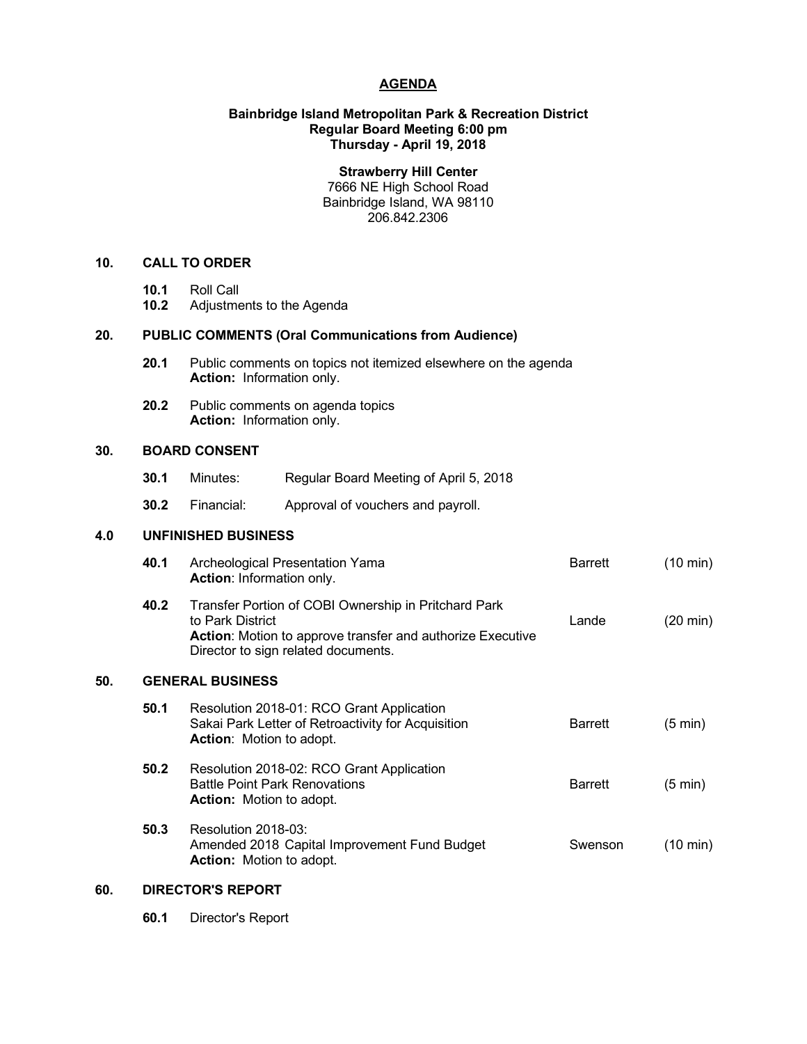# AGENDA

**Bainbridge Island Metropolitan Park & Recreation District**
**Regular Board Meeting 6:00 pm**
**Thursday - April 19, 2018**

**Strawberry Hill Center**
7666 NE High School Road
Bainbridge Island, WA 98110
206.842.2306

## 10. CALL TO ORDER

**10.1** Roll Call
**10.2** Adjustments to the Agenda

## 20. PUBLIC COMMENTS (Oral Communications from Audience)

**20.1** Public comments on topics not itemized elsewhere on the agenda
**Action:** Information only.

**20.2** Public comments on agenda topics
**Action:** Information only.

## 30. BOARD CONSENT

**30.1** Minutes: Regular Board Meeting of April 5, 2018

**30.2** Financial: Approval of vouchers and payroll.

## 4.0 UNFINISHED BUSINESS

| | Item | Presenter | Time |
|---|---|---|---|
| **40.1** | Archeological Presentation Yama<br>**Action**: Information only. | Barrett | (10 min) |
| **40.2** | Transfer Portion of COBI Ownership in Pritchard Park to Park District<br>**Action**: Motion to approve transfer and authorize Executive Director to sign related documents. | Lande | (20 min) |

## 50. GENERAL BUSINESS

| | Item | Presenter | Time |
|---|---|---|---|
| **50.1** | Resolution 2018-01: RCO Grant Application<br>Sakai Park Letter of Retroactivity for Acquisition<br>**Action**: Motion to adopt. | Barrett | (5 min) |
| **50.2** | Resolution 2018-02: RCO Grant Application<br>Battle Point Park Renovations<br>**Action:** Motion to adopt. | Barrett | (5 min) |
| **50.3** | Resolution 2018-03:<br>Amended 2018 Capital Improvement Fund Budget<br>**Action:** Motion to adopt. | Swenson | (10 min) |

## 60. DIRECTOR'S REPORT

**60.1** Director's Report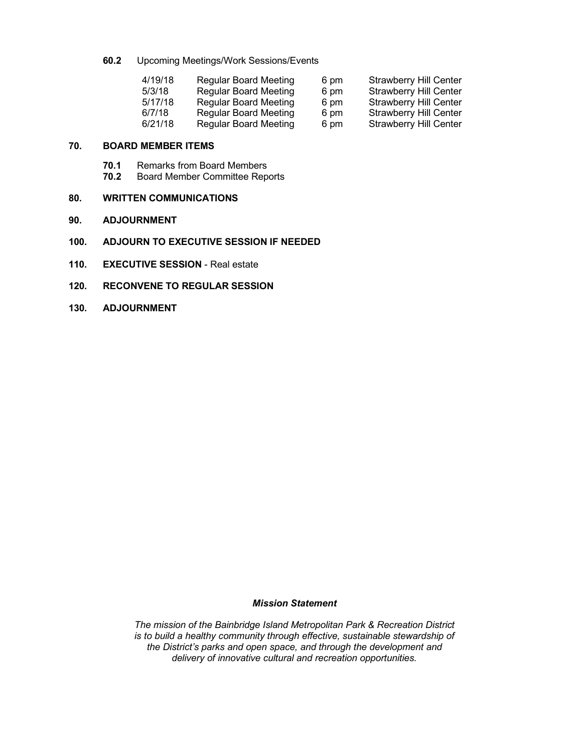**60.2** Upcoming Meetings/Work Sessions/Events

| | | | |
|---|---|---|---|
| 4/19/18 | Regular Board Meeting | 6 pm | Strawberry Hill Center |
| 5/3/18 | Regular Board Meeting | 6 pm | Strawberry Hill Center |
| 5/17/18 | Regular Board Meeting | 6 pm | Strawberry Hill Center |
| 6/7/18 | Regular Board Meeting | 6 pm | Strawberry Hill Center |
| 6/21/18 | Regular Board Meeting | 6 pm | Strawberry Hill Center |

**70. BOARD MEMBER ITEMS**

**70.1** Remarks from Board Members
**70.2** Board Member Committee Reports

**80. WRITTEN COMMUNICATIONS**

**90. ADJOURNMENT**

**100. ADJOURN TO EXECUTIVE SESSION IF NEEDED**

**110. EXECUTIVE SESSION** - Real estate

**120. RECONVENE TO REGULAR SESSION**

**130. ADJOURNMENT**

***Mission Statement***

*The mission of the Bainbridge Island Metropolitan Park & Recreation District is to build a healthy community through effective, sustainable stewardship of the District's parks and open space, and through the development and delivery of innovative cultural and recreation opportunities.*